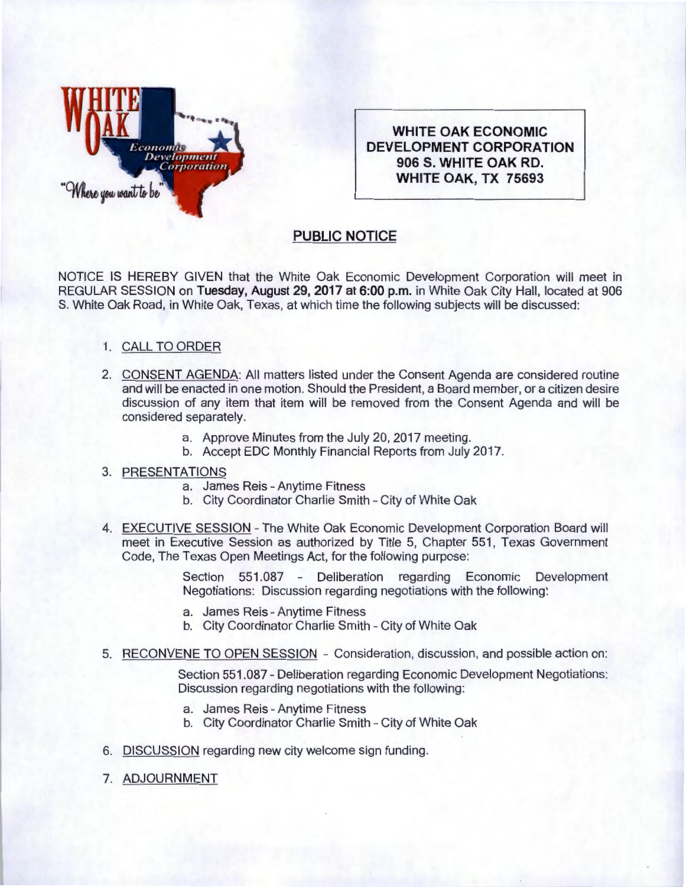**WHITE OAK ECONOMIC DEVELOPMENT CORPORATION**
**906 S. WHITE OAK RD.**
**WHITE OAK, TX 75693**

## PUBLIC NOTICE

NOTICE IS HEREBY GIVEN that the White Oak Economic Development Corporation will meet in REGULAR SESSION on **Tuesday, August 29, 2017 at 6:00 p.m.** in White Oak City Hall, located at 906 S. White Oak Road, in White Oak, Texas, at which time the following subjects will be discussed:

1. CALL TO ORDER

2. CONSENT AGENDA: All matters listed under the Consent Agenda are considered routine and will be enacted in one motion. Should the President, a Board member, or a citizen desire discussion of any item that item will be removed from the Consent Agenda and will be considered separately.
   a. Approve Minutes from the July 20, 2017 meeting.
   b. Accept EDC Monthly Financial Reports from July 2017.

3. PRESENTATIONS
   a. James Reis - Anytime Fitness
   b. City Coordinator Charlie Smith - City of White Oak

4. EXECUTIVE SESSION - The White Oak Economic Development Corporation Board will meet in Executive Session as authorized by Title 5, Chapter 551, Texas Government Code, The Texas Open Meetings Act, for the following purpose:

   Section 551.087 - Deliberation regarding Economic Development Negotiations: Discussion regarding negotiations with the following:

   a. James Reis - Anytime Fitness
   b. City Coordinator Charlie Smith - City of White Oak

5. RECONVENE TO OPEN SESSION - Consideration, discussion, and possible action on:

   Section 551.087 - Deliberation regarding Economic Development Negotiations: Discussion regarding negotiations with the following:

   a. James Reis - Anytime Fitness
   b. City Coordinator Charlie Smith - City of White Oak

6. DISCUSSION regarding new city welcome sign funding.

7. ADJOURNMENT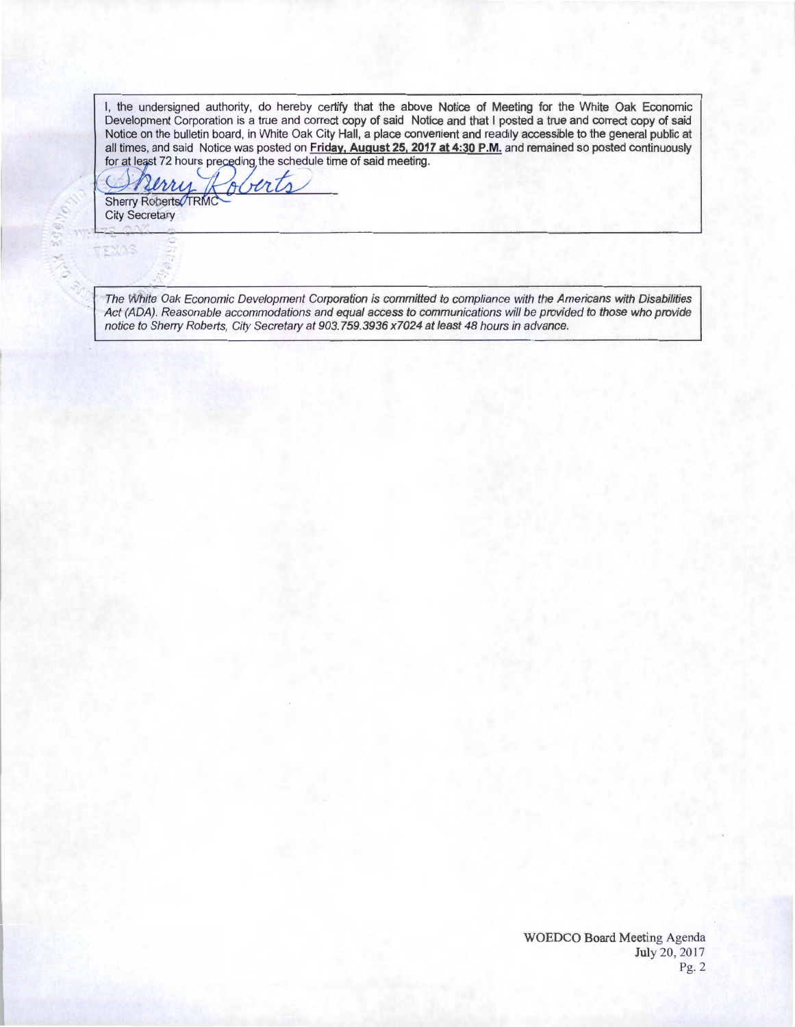I, the undersigned authority, do hereby certify that the above Notice of Meeting for the White Oak Economic Development Corporation is a true and correct copy of said Notice and that I posted a true and correct copy of said Notice on the bulletin board, in White Oak City Hall, a place convenient and readily accessible to the general public at all times, and said Notice was posted on **Friday, August 25, 2017 at 4:30 P.M.** and remained so posted continuously for at least 72 hours preceding the schedule time of said meeting.

Sherry Roberts

Sherry Roberts, TRMC
City Secretary

*The White Oak Economic Development Corporation is committed to compliance with the Americans with Disabilities Act (ADA). Reasonable accommodations and equal access to communications will be provided to those who provide notice to Sherry Roberts, City Secretary at 903.759.3936 x7024 at least 48 hours in advance.*